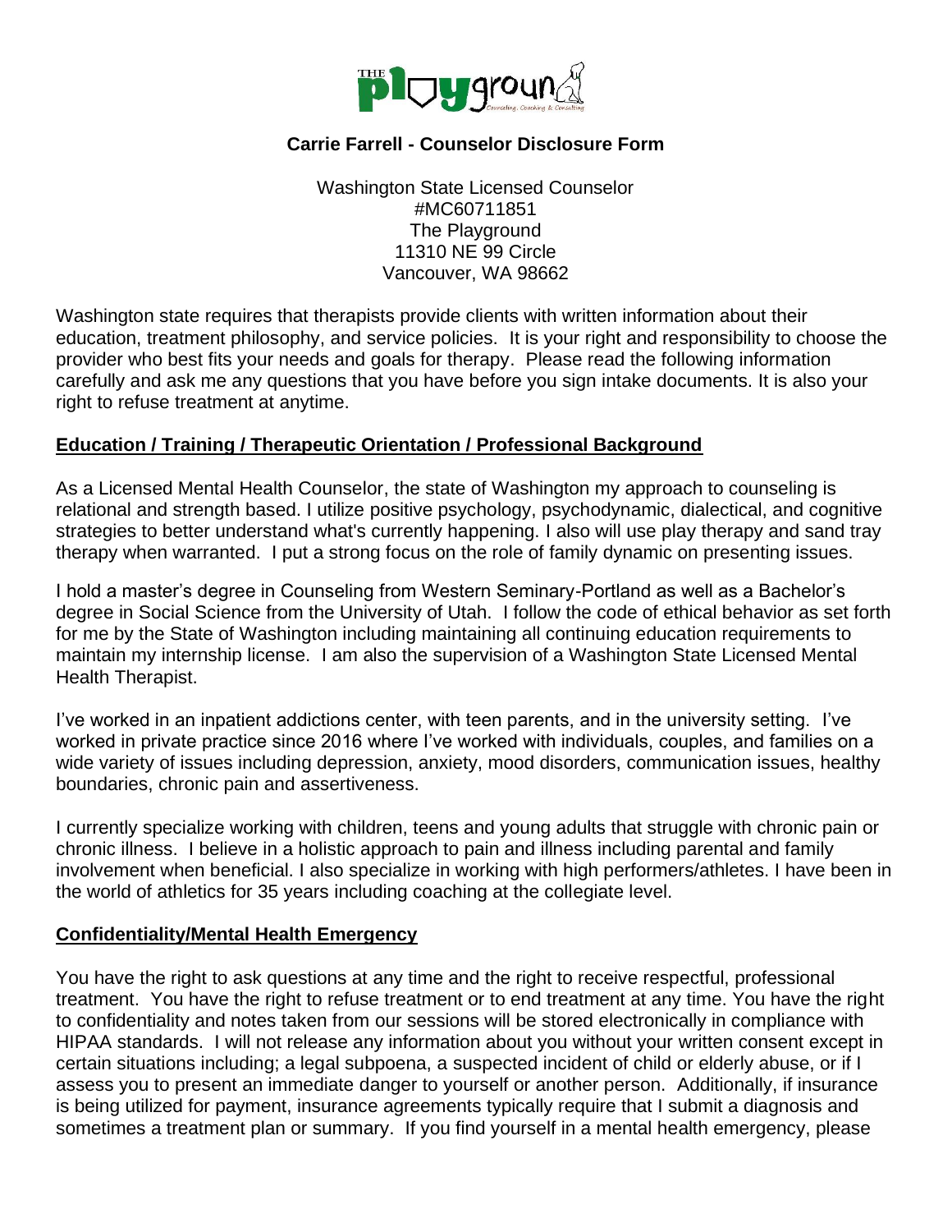## Carrie Farrell - Counselor Disclosure Form

Washington State Licensed Counselor
#MC60711851
The Playground
11310 NE 99 Circle
Vancouver, WA 98662

Washington state requires that therapists provide clients with written information about their education, treatment philosophy, and service policies. It is your right and responsibility to choose the provider who best fits your needs and goals for therapy. Please read the following information carefully and ask me any questions that you have before you sign intake documents. It is also your right to refuse treatment at anytime.

### Education / Training / Therapeutic Orientation / Professional Background

As a Licensed Mental Health Counselor, the state of Washington my approach to counseling is relational and strength based. I utilize positive psychology, psychodynamic, dialectical, and cognitive strategies to better understand what's currently happening. I also will use play therapy and sand tray therapy when warranted. I put a strong focus on the role of family dynamic on presenting issues.

I hold a master's degree in Counseling from Western Seminary-Portland as well as a Bachelor's degree in Social Science from the University of Utah. I follow the code of ethical behavior as set forth for me by the State of Washington including maintaining all continuing education requirements to maintain my internship license. I am also the supervision of a Washington State Licensed Mental Health Therapist.

I've worked in an inpatient addictions center, with teen parents, and in the university setting. I've worked in private practice since 2016 where I've worked with individuals, couples, and families on a wide variety of issues including depression, anxiety, mood disorders, communication issues, healthy boundaries, chronic pain and assertiveness.

I currently specialize working with children, teens and young adults that struggle with chronic pain or chronic illness. I believe in a holistic approach to pain and illness including parental and family involvement when beneficial. I also specialize in working with high performers/athletes. I have been in the world of athletics for 35 years including coaching at the collegiate level.

### Confidentiality/Mental Health Emergency

You have the right to ask questions at any time and the right to receive respectful, professional treatment. You have the right to refuse treatment or to end treatment at any time. You have the right to confidentiality and notes taken from our sessions will be stored electronically in compliance with HIPAA standards. I will not release any information about you without your written consent except in certain situations including; a legal subpoena, a suspected incident of child or elderly abuse, or if I assess you to present an immediate danger to yourself or another person. Additionally, if insurance is being utilized for payment, insurance agreements typically require that I submit a diagnosis and sometimes a treatment plan or summary. If you find yourself in a mental health emergency, please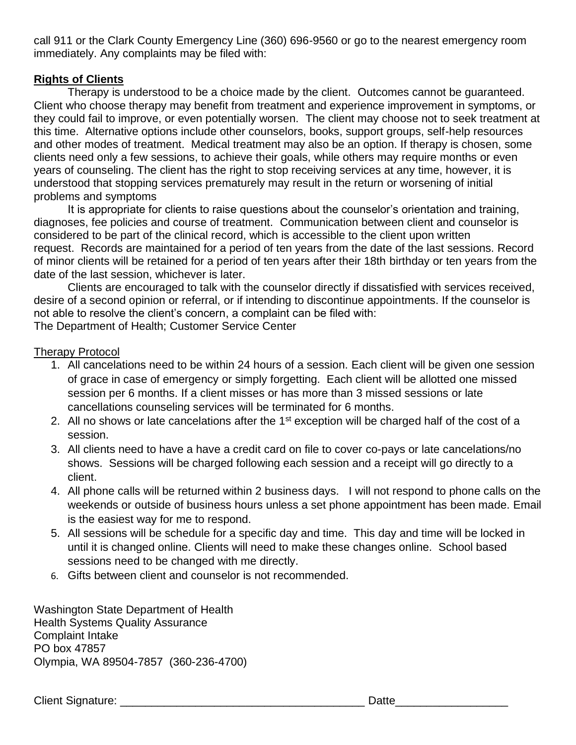call 911 or the Clark County Emergency Line (360) 696-9560 or go to the nearest emergency room immediately. Any complaints may be filed with:

## **Rights of Clients**

Therapy is understood to be a choice made by the client. Outcomes cannot be guaranteed. Client who choose therapy may benefit from treatment and experience improvement in symptoms, or they could fail to improve, or even potentially worsen. The client may choose not to seek treatment at this time. Alternative options include other counselors, books, support groups, self-help resources and other modes of treatment. Medical treatment may also be an option. If therapy is chosen, some clients need only a few sessions, to achieve their goals, while others may require months or even years of counseling. The client has the right to stop receiving services at any time, however, it is understood that stopping services prematurely may result in the return or worsening of initial problems and symptoms

It is appropriate for clients to raise questions about the counselor's orientation and training, diagnoses, fee policies and course of treatment. Communication between client and counselor is considered to be part of the clinical record, which is accessible to the client upon written request. Records are maintained for a period of ten years from the date of the last sessions. Record of minor clients will be retained for a period of ten years after their 18th birthday or ten years from the date of the last session, whichever is later.

Clients are encouraged to talk with the counselor directly if dissatisfied with services received, desire of a second opinion or referral, or if intending to discontinue appointments. If the counselor is not able to resolve the client's concern, a complaint can be filed with:
The Department of Health; Customer Service Center

### Therapy Protocol

1. All cancelations need to be within 24 hours of a session. Each client will be given one session of grace in case of emergency or simply forgetting. Each client will be allotted one missed session per 6 months. If a client misses or has more than 3 missed sessions or late cancellations counseling services will be terminated for 6 months.
2. All no shows or late cancelations after the 1st exception will be charged half of the cost of a session.
3. All clients need to have a have a credit card on file to cover co-pays or late cancelations/no shows. Sessions will be charged following each session and a receipt will go directly to a client.
4. All phone calls will be returned within 2 business days. I will not respond to phone calls on the weekends or outside of business hours unless a set phone appointment has been made. Email is the easiest way for me to respond.
5. All sessions will be schedule for a specific day and time. This day and time will be locked in until it is changed online. Clients will need to make these changes online. School based sessions need to be changed with me directly.
6. Gifts between client and counselor is not recommended.

Washington State Department of Health
Health Systems Quality Assurance
Complaint Intake
PO box 47857
Olympia, WA 89504-7857 (360-236-4700)

Client Signature: _______________________________________ Datte_________________